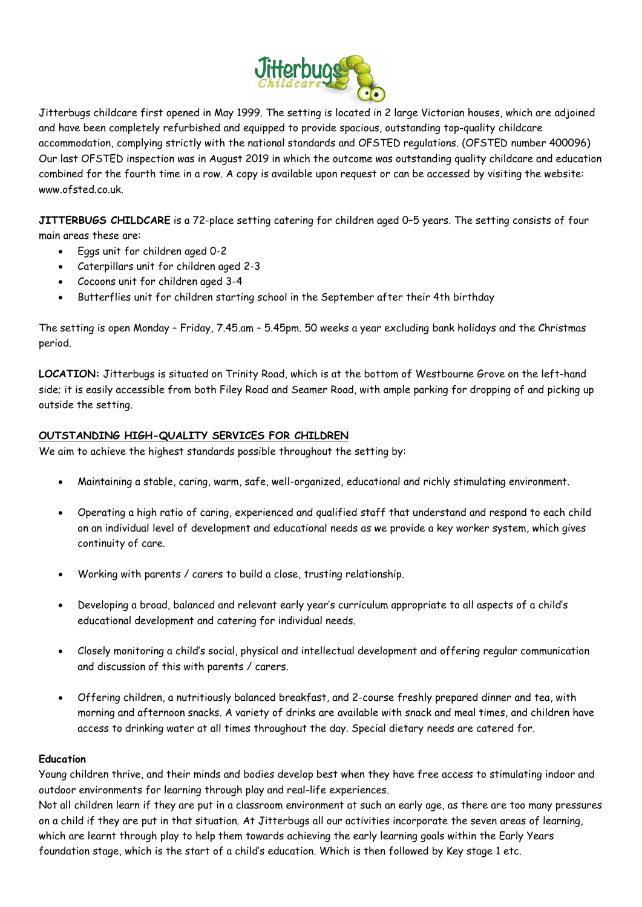Jitterbugs childcare first opened in May 1999. The setting is located in 2 large Victorian houses, which are adjoined and have been completely refurbished and equipped to provide spacious, outstanding top-quality childcare accommodation, complying strictly with the national standards and OFSTED regulations. (OFSTED number 400096) Our last OFSTED inspection was in August 2019 in which the outcome was outstanding quality childcare and education combined for the fourth time in a row. A copy is available upon request or can be accessed by visiting the website: www.ofsted.co.uk.

**JITTERBUGS CHILDCARE** is a 72-place setting catering for children aged 0–5 years. The setting consists of four main areas these are:

- Eggs unit for children aged 0-2
- Caterpillars unit for children aged 2-3
- Cocoons unit for children aged 3-4
- Butterflies unit for children starting school in the September after their 4th birthday

The setting is open Monday – Friday, 7.45.am – 5.45pm. 50 weeks a year excluding bank holidays and the Christmas period.

**LOCATION:** Jitterbugs is situated on Trinity Road, which is at the bottom of Westbourne Grove on the left-hand side; it is easily accessible from both Filey Road and Seamer Road, with ample parking for dropping of and picking up outside the setting.

**OUTSTANDING HIGH-QUALITY SERVICES FOR CHILDREN**

We aim to achieve the highest standards possible throughout the setting by:

- Maintaining a stable, caring, warm, safe, well-organized, educational and richly stimulating environment.
- Operating a high ratio of caring, experienced and qualified staff that understand and respond to each child on an individual level of development and educational needs as we provide a key worker system, which gives continuity of care.
- Working with parents / carers to build a close, trusting relationship.
- Developing a broad, balanced and relevant early year's curriculum appropriate to all aspects of a child's educational development and catering for individual needs.
- Closely monitoring a child's social, physical and intellectual development and offering regular communication and discussion of this with parents / carers.
- Offering children, a nutritiously balanced breakfast, and 2-course freshly prepared dinner and tea, with morning and afternoon snacks. A variety of drinks are available with snack and meal times, and children have access to drinking water at all times throughout the day. Special dietary needs are catered for.

**Education**

Young children thrive, and their minds and bodies develop best when they have free access to stimulating indoor and outdoor environments for learning through play and real-life experiences.

Not all children learn if they are put in a classroom environment at such an early age, as there are too many pressures on a child if they are put in that situation. At Jitterbugs all our activities incorporate the seven areas of learning, which are learnt through play to help them towards achieving the early learning goals within the Early Years foundation stage, which is the start of a child's education. Which is then followed by Key stage 1 etc.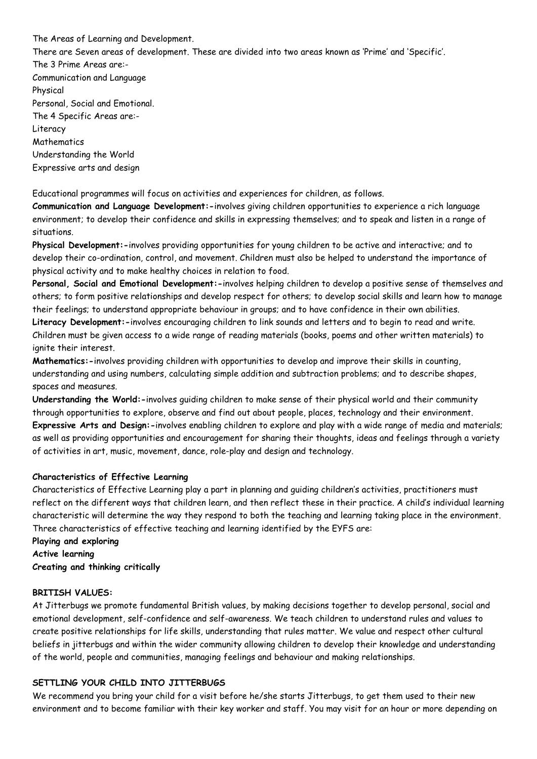The Areas of Learning and Development.

There are Seven areas of development. These are divided into two areas known as 'Prime' and 'Specific'.

The 3 Prime Areas are:-

Communication and Language

Physical

Personal, Social and Emotional.

The 4 Specific Areas are:-

Literacy

Mathematics

Understanding the World

Expressive arts and design

Educational programmes will focus on activities and experiences for children, as follows.

**Communication and Language Development:-**involves giving children opportunities to experience a rich language environment; to develop their confidence and skills in expressing themselves; and to speak and listen in a range of situations.

**Physical Development:-**involves providing opportunities for young children to be active and interactive; and to develop their co-ordination, control, and movement. Children must also be helped to understand the importance of physical activity and to make healthy choices in relation to food.

**Personal, Social and Emotional Development:-**involves helping children to develop a positive sense of themselves and others; to form positive relationships and develop respect for others; to develop social skills and learn how to manage their feelings; to understand appropriate behaviour in groups; and to have confidence in their own abilities.

**Literacy Development:-**involves encouraging children to link sounds and letters and to begin to read and write. Children must be given access to a wide range of reading materials (books, poems and other written materials) to ignite their interest.

**Mathematics:-**involves providing children with opportunities to develop and improve their skills in counting, understanding and using numbers, calculating simple addition and subtraction problems; and to describe shapes, spaces and measures.

**Understanding the World:-**involves guiding children to make sense of their physical world and their community through opportunities to explore, observe and find out about people, places, technology and their environment.

**Expressive Arts and Design:-**involves enabling children to explore and play with a wide range of media and materials; as well as providing opportunities and encouragement for sharing their thoughts, ideas and feelings through a variety of activities in art, music, movement, dance, role-play and design and technology.

**Characteristics of Effective Learning**

Characteristics of Effective Learning play a part in planning and guiding children's activities, practitioners must reflect on the different ways that children learn, and then reflect these in their practice. A child's individual learning characteristic will determine the way they respond to both the teaching and learning taking place in the environment. Three characteristics of effective teaching and learning identified by the EYFS are:

**Playing and exploring**

**Active learning**

**Creating and thinking critically**

**BRITISH VALUES:**

At Jitterbugs we promote fundamental British values, by making decisions together to develop personal, social and emotional development, self-confidence and self-awareness. We teach children to understand rules and values to create positive relationships for life skills, understanding that rules matter. We value and respect other cultural beliefs in jitterbugs and within the wider community allowing children to develop their knowledge and understanding of the world, people and communities, managing feelings and behaviour and making relationships.

**SETTLING YOUR CHILD INTO JITTERBUGS**

We recommend you bring your child for a visit before he/she starts Jitterbugs, to get them used to their new environment and to become familiar with their key worker and staff. You may visit for an hour or more depending on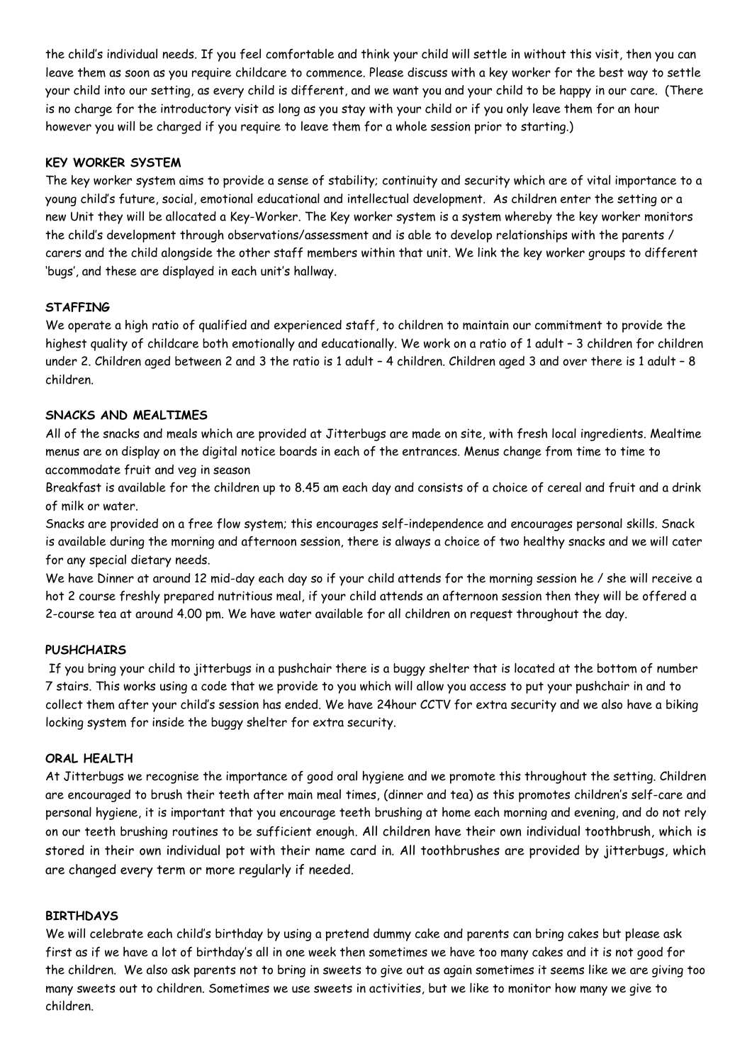the child's individual needs. If you feel comfortable and think your child will settle in without this visit, then you can leave them as soon as you require childcare to commence. Please discuss with a key worker for the best way to settle your child into our setting, as every child is different, and we want you and your child to be happy in our care. (There is no charge for the introductory visit as long as you stay with your child or if you only leave them for an hour however you will be charged if you require to leave them for a whole session prior to starting.)

**KEY WORKER SYSTEM**

The key worker system aims to provide a sense of stability; continuity and security which are of vital importance to a young child's future, social, emotional educational and intellectual development. As children enter the setting or a new Unit they will be allocated a Key-Worker. The Key worker system is a system whereby the key worker monitors the child's development through observations/assessment and is able to develop relationships with the parents / carers and the child alongside the other staff members within that unit. We link the key worker groups to different 'bugs', and these are displayed in each unit's hallway.

**STAFFING**

We operate a high ratio of qualified and experienced staff, to children to maintain our commitment to provide the highest quality of childcare both emotionally and educationally. We work on a ratio of 1 adult – 3 children for children under 2. Children aged between 2 and 3 the ratio is 1 adult – 4 children. Children aged 3 and over there is 1 adult – 8 children.

**SNACKS AND MEALTIMES**

All of the snacks and meals which are provided at Jitterbugs are made on site, with fresh local ingredients. Mealtime menus are on display on the digital notice boards in each of the entrances. Menus change from time to time to accommodate fruit and veg in season

Breakfast is available for the children up to 8.45 am each day and consists of a choice of cereal and fruit and a drink of milk or water.

Snacks are provided on a free flow system; this encourages self-independence and encourages personal skills. Snack is available during the morning and afternoon session, there is always a choice of two healthy snacks and we will cater for any special dietary needs.

We have Dinner at around 12 mid-day each day so if your child attends for the morning session he / she will receive a hot 2 course freshly prepared nutritious meal, if your child attends an afternoon session then they will be offered a 2-course tea at around 4.00 pm. We have water available for all children on request throughout the day.

**PUSHCHAIRS**

If you bring your child to jitterbugs in a pushchair there is a buggy shelter that is located at the bottom of number 7 stairs. This works using a code that we provide to you which will allow you access to put your pushchair in and to collect them after your child's session has ended. We have 24hour CCTV for extra security and we also have a biking locking system for inside the buggy shelter for extra security.

**ORAL HEALTH**

At Jitterbugs we recognise the importance of good oral hygiene and we promote this throughout the setting. Children are encouraged to brush their teeth after main meal times, (dinner and tea) as this promotes children's self-care and personal hygiene, it is important that you encourage teeth brushing at home each morning and evening, and do not rely on our teeth brushing routines to be sufficient enough. All children have their own individual toothbrush, which is stored in their own individual pot with their name card in. All toothbrushes are provided by jitterbugs, which are changed every term or more regularly if needed.

**BIRTHDAYS**

We will celebrate each child's birthday by using a pretend dummy cake and parents can bring cakes but please ask first as if we have a lot of birthday's all in one week then sometimes we have too many cakes and it is not good for the children. We also ask parents not to bring in sweets to give out as again sometimes it seems like we are giving too many sweets out to children. Sometimes we use sweets in activities, but we like to monitor how many we give to children.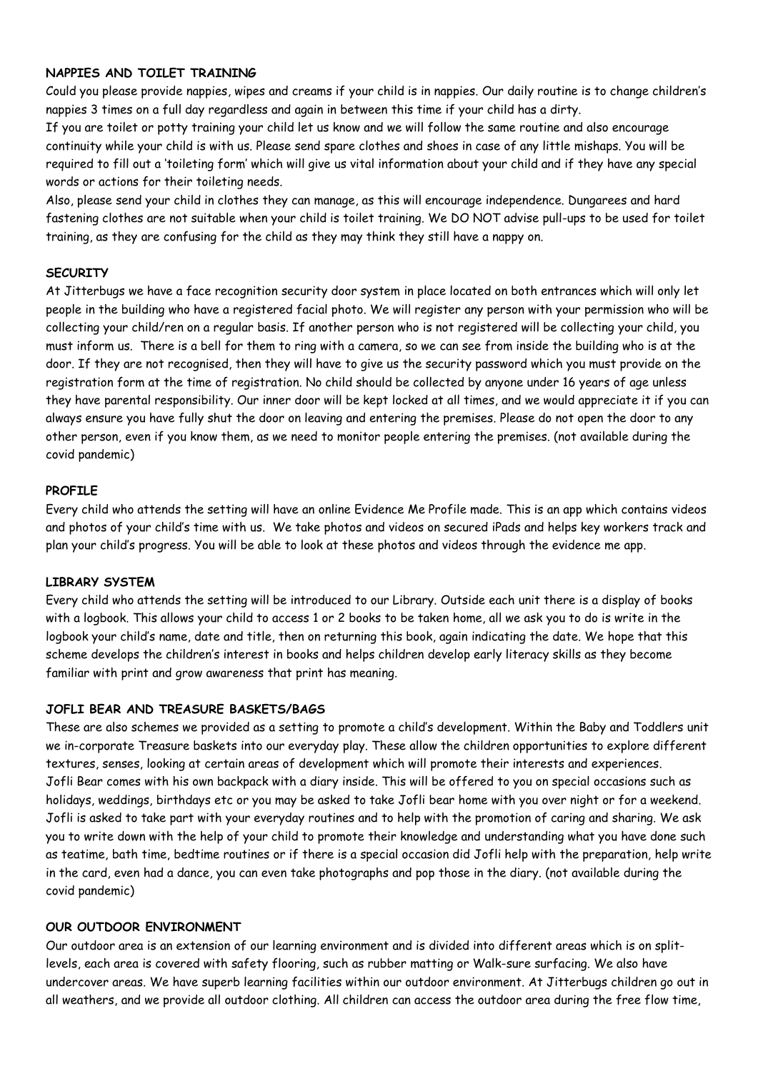**NAPPIES AND TOILET TRAINING**

Could you please provide nappies, wipes and creams if your child is in nappies. Our daily routine is to change children's nappies 3 times on a full day regardless and again in between this time if your child has a dirty.

If you are toilet or potty training your child let us know and we will follow the same routine and also encourage continuity while your child is with us. Please send spare clothes and shoes in case of any little mishaps. You will be required to fill out a 'toileting form' which will give us vital information about your child and if they have any special words or actions for their toileting needs.

Also, please send your child in clothes they can manage, as this will encourage independence. Dungarees and hard fastening clothes are not suitable when your child is toilet training. We DO NOT advise pull-ups to be used for toilet training, as they are confusing for the child as they may think they still have a nappy on.

**SECURITY**

At Jitterbugs we have a face recognition security door system in place located on both entrances which will only let people in the building who have a registered facial photo. We will register any person with your permission who will be collecting your child/ren on a regular basis. If another person who is not registered will be collecting your child, you must inform us. There is a bell for them to ring with a camera, so we can see from inside the building who is at the door. If they are not recognised, then they will have to give us the security password which you must provide on the registration form at the time of registration. No child should be collected by anyone under 16 years of age unless they have parental responsibility. Our inner door will be kept locked at all times, and we would appreciate it if you can always ensure you have fully shut the door on leaving and entering the premises. Please do not open the door to any other person, even if you know them, as we need to monitor people entering the premises. (not available during the covid pandemic)

**PROFILE**

Every child who attends the setting will have an online Evidence Me Profile made. This is an app which contains videos and photos of your child's time with us. We take photos and videos on secured iPads and helps key workers track and plan your child's progress. You will be able to look at these photos and videos through the evidence me app.

**LIBRARY SYSTEM**

Every child who attends the setting will be introduced to our Library. Outside each unit there is a display of books with a logbook. This allows your child to access 1 or 2 books to be taken home, all we ask you to do is write in the logbook your child's name, date and title, then on returning this book, again indicating the date. We hope that this scheme develops the children's interest in books and helps children develop early literacy skills as they become familiar with print and grow awareness that print has meaning.

**JOFLI BEAR AND TREASURE BASKETS/BAGS**

These are also schemes we provided as a setting to promote a child's development. Within the Baby and Toddlers unit we in-corporate Treasure baskets into our everyday play. These allow the children opportunities to explore different textures, senses, looking at certain areas of development which will promote their interests and experiences.

Jofli Bear comes with his own backpack with a diary inside. This will be offered to you on special occasions such as holidays, weddings, birthdays etc or you may be asked to take Jofli bear home with you over night or for a weekend. Jofli is asked to take part with your everyday routines and to help with the promotion of caring and sharing. We ask you to write down with the help of your child to promote their knowledge and understanding what you have done such as teatime, bath time, bedtime routines or if there is a special occasion did Jofli help with the preparation, help write in the card, even had a dance, you can even take photographs and pop those in the diary. (not available during the covid pandemic)

**OUR OUTDOOR ENVIRONMENT**

Our outdoor area is an extension of our learning environment and is divided into different areas which is on split-levels, each area is covered with safety flooring, such as rubber matting or Walk-sure surfacing. We also have undercover areas. We have superb learning facilities within our outdoor environment. At Jitterbugs children go out in all weathers, and we provide all outdoor clothing. All children can access the outdoor area during the free flow time,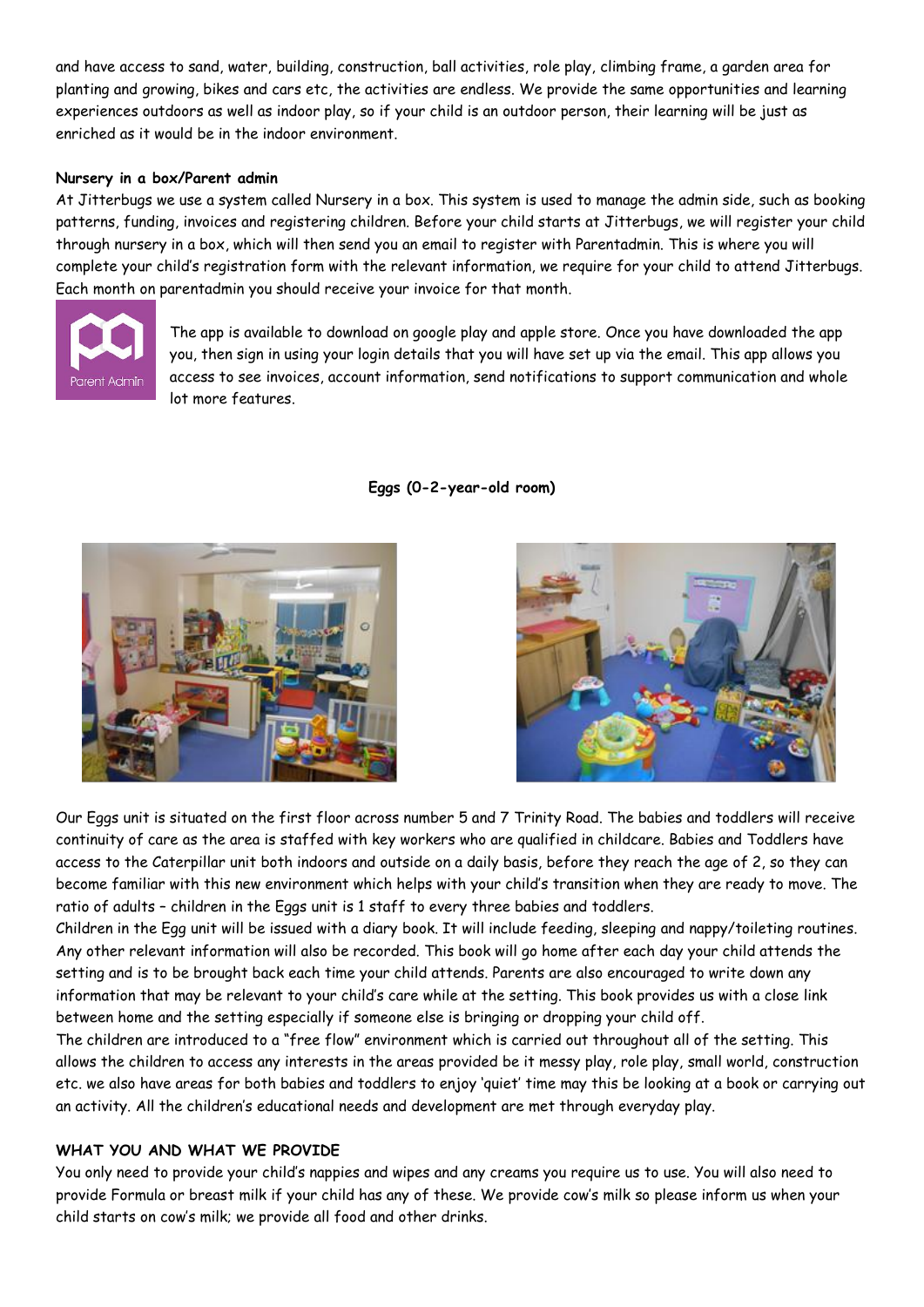and have access to sand, water, building, construction, ball activities, role play, climbing frame, a garden area for planting and growing, bikes and cars etc, the activities are endless. We provide the same opportunities and learning experiences outdoors as well as indoor play, so if your child is an outdoor person, their learning will be just as enriched as it would be in the indoor environment.

**Nursery in a box/Parent admin**

At Jitterbugs we use a system called Nursery in a box. This system is used to manage the admin side, such as booking patterns, funding, invoices and registering children. Before your child starts at Jitterbugs, we will register your child through nursery in a box, which will then send you an email to register with Parentadmin. This is where you will complete your child's registration form with the relevant information, we require for your child to attend Jitterbugs. Each month on parentadmin you should receive your invoice for that month.

The app is available to download on google play and apple store. Once you have downloaded the app you, then sign in using your login details that you will have set up via the email. This app allows you access to see invoices, account information, send notifications to support communication and whole lot more features.

**Eggs (0-2-year-old room)**

Our Eggs unit is situated on the first floor across number 5 and 7 Trinity Road. The babies and toddlers will receive continuity of care as the area is staffed with key workers who are qualified in childcare. Babies and Toddlers have access to the Caterpillar unit both indoors and outside on a daily basis, before they reach the age of 2, so they can become familiar with this new environment which helps with your child's transition when they are ready to move. The ratio of adults – children in the Eggs unit is 1 staff to every three babies and toddlers.

Children in the Egg unit will be issued with a diary book. It will include feeding, sleeping and nappy/toileting routines. Any other relevant information will also be recorded. This book will go home after each day your child attends the setting and is to be brought back each time your child attends. Parents are also encouraged to write down any information that may be relevant to your child's care while at the setting. This book provides us with a close link between home and the setting especially if someone else is bringing or dropping your child off.

The children are introduced to a "free flow" environment which is carried out throughout all of the setting. This allows the children to access any interests in the areas provided be it messy play, role play, small world, construction etc. we also have areas for both babies and toddlers to enjoy 'quiet' time may this be looking at a book or carrying out an activity. All the children's educational needs and development are met through everyday play.

**WHAT YOU AND WHAT WE PROVIDE**

You only need to provide your child's nappies and wipes and any creams you require us to use. You will also need to provide Formula or breast milk if your child has any of these. We provide cow's milk so please inform us when your child starts on cow's milk; we provide all food and other drinks.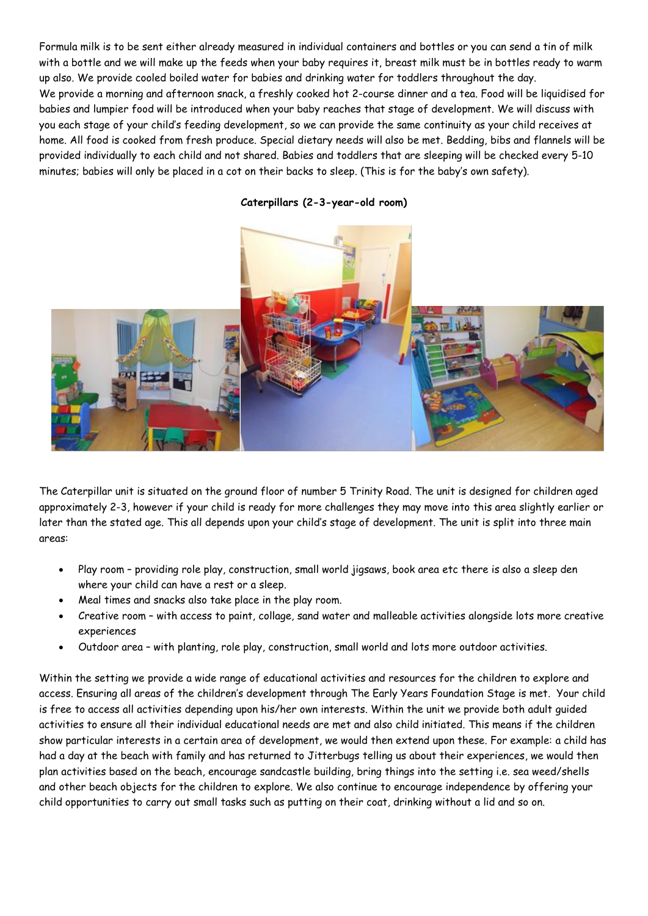Formula milk is to be sent either already measured in individual containers and bottles or you can send a tin of milk with a bottle and we will make up the feeds when your baby requires it, breast milk must be in bottles ready to warm up also. We provide cooled boiled water for babies and drinking water for toddlers throughout the day.
We provide a morning and afternoon snack, a freshly cooked hot 2-course dinner and a tea. Food will be liquidised for babies and lumpier food will be introduced when your baby reaches that stage of development. We will discuss with you each stage of your child's feeding development, so we can provide the same continuity as your child receives at home. All food is cooked from fresh produce. Special dietary needs will also be met. Bedding, bibs and flannels will be provided individually to each child and not shared. Babies and toddlers that are sleeping will be checked every 5-10 minutes; babies will only be placed in a cot on their backs to sleep. (This is for the baby's own safety).

**Caterpillars (2-3-year-old room)**

The Caterpillar unit is situated on the ground floor of number 5 Trinity Road. The unit is designed for children aged approximately 2-3, however if your child is ready for more challenges they may move into this area slightly earlier or later than the stated age. This all depends upon your child's stage of development. The unit is split into three main areas:

- Play room – providing role play, construction, small world jigsaws, book area etc there is also a sleep den where your child can have a rest or a sleep.
- Meal times and snacks also take place in the play room.
- Creative room – with access to paint, collage, sand water and malleable activities alongside lots more creative experiences
- Outdoor area – with planting, role play, construction, small world and lots more outdoor activities.

Within the setting we provide a wide range of educational activities and resources for the children to explore and access. Ensuring all areas of the children's development through The Early Years Foundation Stage is met. Your child is free to access all activities depending upon his/her own interests. Within the unit we provide both adult guided activities to ensure all their individual educational needs are met and also child initiated. This means if the children show particular interests in a certain area of development, we would then extend upon these. For example: a child has had a day at the beach with family and has returned to Jitterbugs telling us about their experiences, we would then plan activities based on the beach, encourage sandcastle building, bring things into the setting i.e. sea weed/shells and other beach objects for the children to explore. We also continue to encourage independence by offering your child opportunities to carry out small tasks such as putting on their coat, drinking without a lid and so on.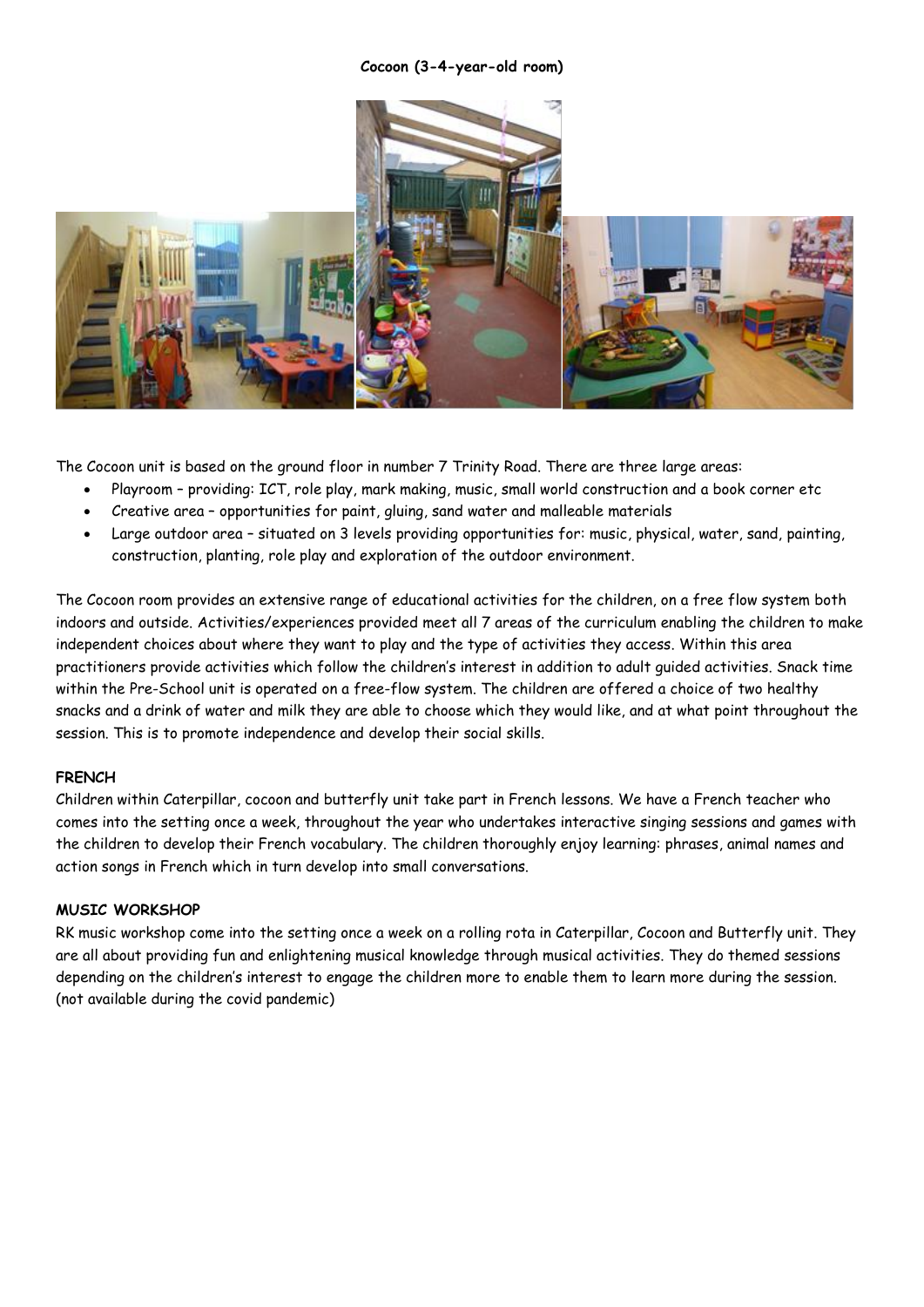**Cocoon (3-4-year-old room)**

The Cocoon unit is based on the ground floor in number 7 Trinity Road. There are three large areas:

- Playroom – providing: ICT, role play, mark making, music, small world construction and a book corner etc
- Creative area – opportunities for paint, gluing, sand water and malleable materials
- Large outdoor area – situated on 3 levels providing opportunities for: music, physical, water, sand, painting, construction, planting, role play and exploration of the outdoor environment.

The Cocoon room provides an extensive range of educational activities for the children, on a free flow system both indoors and outside. Activities/experiences provided meet all 7 areas of the curriculum enabling the children to make independent choices about where they want to play and the type of activities they access. Within this area practitioners provide activities which follow the children's interest in addition to adult guided activities. Snack time within the Pre-School unit is operated on a free-flow system. The children are offered a choice of two healthy snacks and a drink of water and milk they are able to choose which they would like, and at what point throughout the session. This is to promote independence and develop their social skills.

**FRENCH**

Children within Caterpillar, cocoon and butterfly unit take part in French lessons. We have a French teacher who comes into the setting once a week, throughout the year who undertakes interactive singing sessions and games with the children to develop their French vocabulary. The children thoroughly enjoy learning: phrases, animal names and action songs in French which in turn develop into small conversations.

**MUSIC WORKSHOP**

RK music workshop come into the setting once a week on a rolling rota in Caterpillar, Cocoon and Butterfly unit. They are all about providing fun and enlightening musical knowledge through musical activities. They do themed sessions depending on the children's interest to engage the children more to enable them to learn more during the session. (not available during the covid pandemic)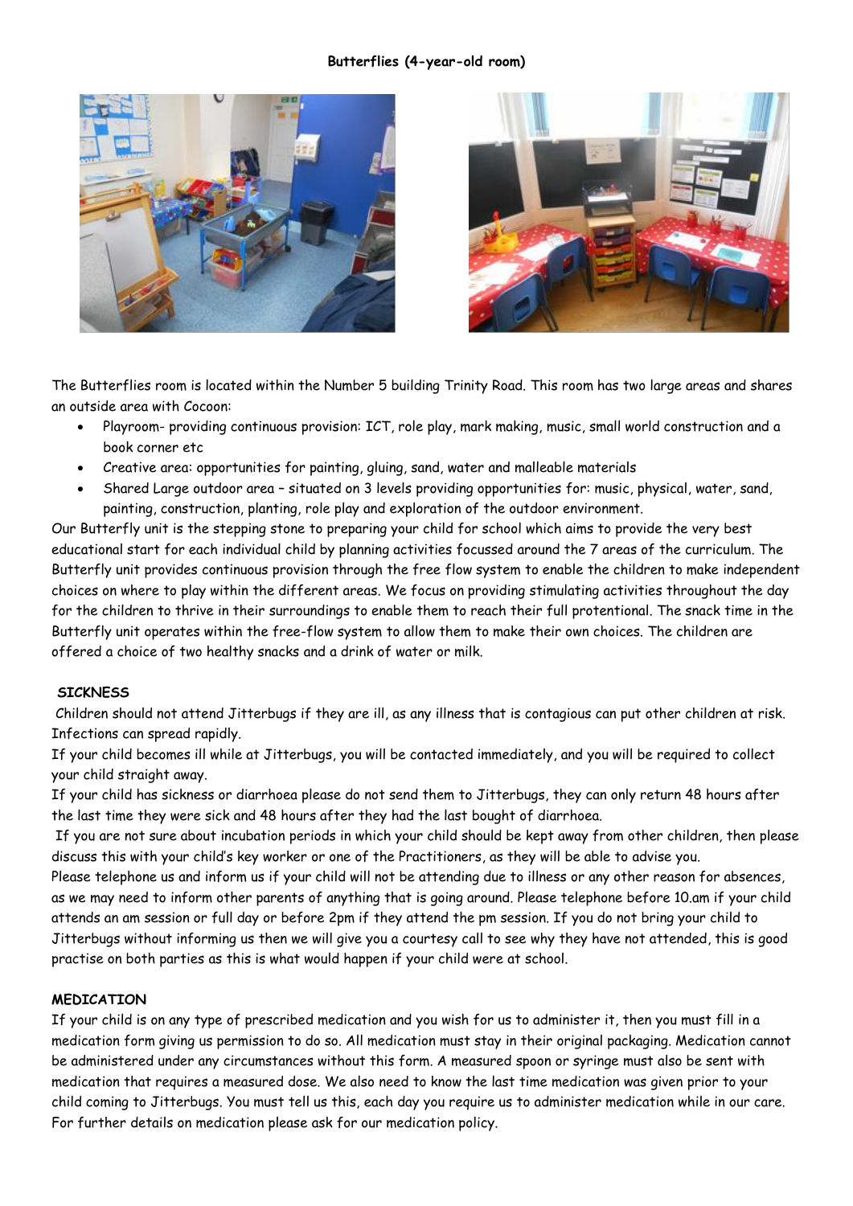## Butterflies (4-year-old room)

The Butterflies room is located within the Number 5 building Trinity Road. This room has two large areas and shares an outside area with Cocoon:

- Playroom- providing continuous provision: ICT, role play, mark making, music, small world construction and a book corner etc
- Creative area: opportunities for painting, gluing, sand, water and malleable materials
- Shared Large outdoor area – situated on 3 levels providing opportunities for: music, physical, water, sand, painting, construction, planting, role play and exploration of the outdoor environment.

Our Butterfly unit is the stepping stone to preparing your child for school which aims to provide the very best educational start for each individual child by planning activities focussed around the 7 areas of the curriculum. The Butterfly unit provides continuous provision through the free flow system to enable the children to make independent choices on where to play within the different areas. We focus on providing stimulating activities throughout the day for the children to thrive in their surroundings to enable them to reach their full protentional. The snack time in the Butterfly unit operates within the free-flow system to allow them to make their own choices. The children are offered a choice of two healthy snacks and a drink of water or milk.

**SICKNESS**

Children should not attend Jitterbugs if they are ill, as any illness that is contagious can put other children at risk. Infections can spread rapidly.

If your child becomes ill while at Jitterbugs, you will be contacted immediately, and you will be required to collect your child straight away.

If your child has sickness or diarrhoea please do not send them to Jitterbugs, they can only return 48 hours after the last time they were sick and 48 hours after they had the last bought of diarrhoea.

If you are not sure about incubation periods in which your child should be kept away from other children, then please discuss this with your child's key worker or one of the Practitioners, as they will be able to advise you.

Please telephone us and inform us if your child will not be attending due to illness or any other reason for absences, as we may need to inform other parents of anything that is going around. Please telephone before 10.am if your child attends an am session or full day or before 2pm if they attend the pm session. If you do not bring your child to Jitterbugs without informing us then we will give you a courtesy call to see why they have not attended, this is good practise on both parties as this is what would happen if your child were at school.

**MEDICATION**

If your child is on any type of prescribed medication and you wish for us to administer it, then you must fill in a medication form giving us permission to do so. All medication must stay in their original packaging. Medication cannot be administered under any circumstances without this form. A measured spoon or syringe must also be sent with medication that requires a measured dose. We also need to know the last time medication was given prior to your child coming to Jitterbugs. You must tell us this, each day you require us to administer medication while in our care. For further details on medication please ask for our medication policy.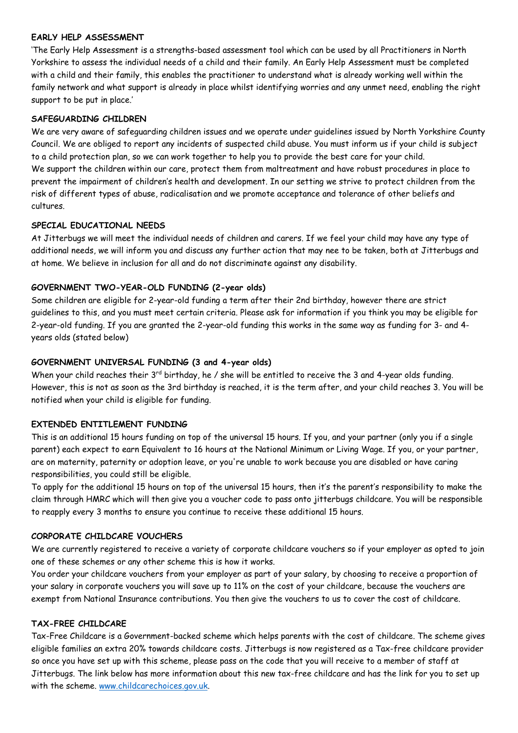## EARLY HELP ASSESSMENT

'The Early Help Assessment is a strengths-based assessment tool which can be used by all Practitioners in North Yorkshire to assess the individual needs of a child and their family. An Early Help Assessment must be completed with a child and their family, this enables the practitioner to understand what is already working well within the family network and what support is already in place whilst identifying worries and any unmet need, enabling the right support to be put in place.'

## SAFEGUARDING CHILDREN

We are very aware of safeguarding children issues and we operate under guidelines issued by North Yorkshire County Council. We are obliged to report any incidents of suspected child abuse. You must inform us if your child is subject to a child protection plan, so we can work together to help you to provide the best care for your child.
We support the children within our care, protect them from maltreatment and have robust procedures in place to prevent the impairment of children's health and development. In our setting we strive to protect children from the risk of different types of abuse, radicalisation and we promote acceptance and tolerance of other beliefs and cultures.

## SPECIAL EDUCATIONAL NEEDS

At Jitterbugs we will meet the individual needs of children and carers. If we feel your child may have any type of additional needs, we will inform you and discuss any further action that may nee to be taken, both at Jitterbugs and at home. We believe in inclusion for all and do not discriminate against any disability.

## GOVERNMENT TWO-YEAR-OLD FUNDING (2-year olds)

Some children are eligible for 2-year-old funding a term after their 2nd birthday, however there are strict guidelines to this, and you must meet certain criteria. Please ask for information if you think you may be eligible for 2-year-old funding. If you are granted the 2-year-old funding this works in the same way as funding for 3- and 4-years olds (stated below)

## GOVERNMENT UNIVERSAL FUNDING (3 and 4-year olds)

When your child reaches their 3rd birthday, he / she will be entitled to receive the 3 and 4-year olds funding. However, this is not as soon as the 3rd birthday is reached, it is the term after, and your child reaches 3. You will be notified when your child is eligible for funding.

## EXTENDED ENTITLEMENT FUNDING

This is an additional 15 hours funding on top of the universal 15 hours. If you, and your partner (only you if a single parent) each expect to earn Equivalent to 16 hours at the National Minimum or Living Wage. If you, or your partner, are on maternity, paternity or adoption leave, or you're unable to work because you are disabled or have caring responsibilities, you could still be eligible.

To apply for the additional 15 hours on top of the universal 15 hours, then it's the parent's responsibility to make the claim through HMRC which will then give you a voucher code to pass onto jitterbugs childcare. You will be responsible to reapply every 3 months to ensure you continue to receive these additional 15 hours.

## CORPORATE CHILDCARE VOUCHERS

We are currently registered to receive a variety of corporate childcare vouchers so if your employer as opted to join one of these schemes or any other scheme this is how it works.

You order your childcare vouchers from your employer as part of your salary, by choosing to receive a proportion of your salary in corporate vouchers you will save up to 11% on the cost of your childcare, because the vouchers are exempt from National Insurance contributions. You then give the vouchers to us to cover the cost of childcare.

## TAX-FREE CHILDCARE

Tax-Free Childcare is a Government-backed scheme which helps parents with the cost of childcare. The scheme gives eligible families an extra 20% towards childcare costs. Jitterbugs is now registered as a Tax-free childcare provider so once you have set up with this scheme, please pass on the code that you will receive to a member of staff at Jitterbugs. The link below has more information about this new tax-free childcare and has the link for you to set up with the scheme. [www.childcarechoices.gov.uk](www.childcarechoices.gov.uk).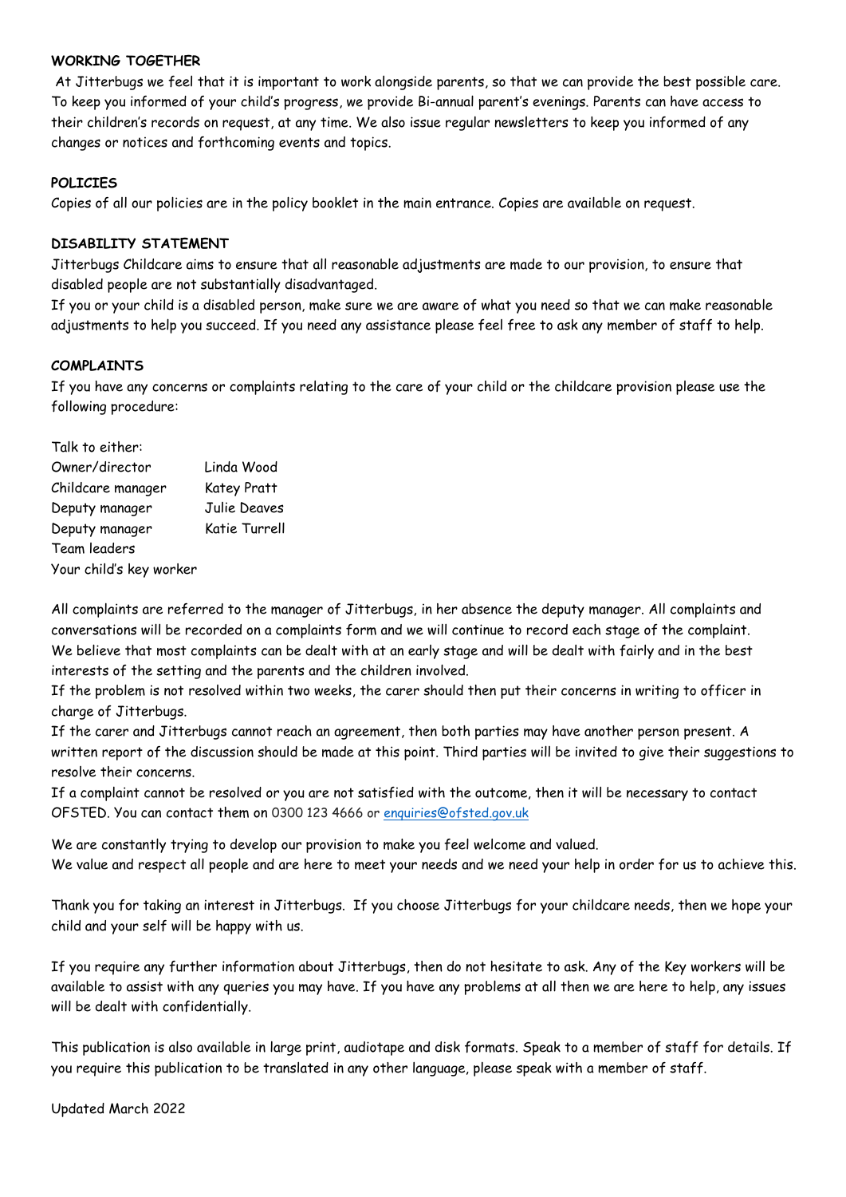**WORKING TOGETHER**

At Jitterbugs we feel that it is important to work alongside parents, so that we can provide the best possible care. To keep you informed of your child's progress, we provide Bi-annual parent's evenings. Parents can have access to their children's records on request, at any time. We also issue regular newsletters to keep you informed of any changes or notices and forthcoming events and topics.

**POLICIES**

Copies of all our policies are in the policy booklet in the main entrance. Copies are available on request.

**DISABILITY STATEMENT**

Jitterbugs Childcare aims to ensure that all reasonable adjustments are made to our provision, to ensure that disabled people are not substantially disadvantaged.

If you or your child is a disabled person, make sure we are aware of what you need so that we can make reasonable adjustments to help you succeed. If you need any assistance please feel free to ask any member of staff to help.

**COMPLAINTS**

If you have any concerns or complaints relating to the care of your child or the childcare provision please use the following procedure:

Talk to either:

| | |
|---|---|
| Owner/director | Linda Wood |
| Childcare manager | Katey Pratt |
| Deputy manager | Julie Deaves |
| Deputy manager | Katie Turrell |
| Team leaders | |
| Your child's key worker | |

All complaints are referred to the manager of Jitterbugs, in her absence the deputy manager. All complaints and conversations will be recorded on a complaints form and we will continue to record each stage of the complaint. We believe that most complaints can be dealt with at an early stage and will be dealt with fairly and in the best interests of the setting and the parents and the children involved.

If the problem is not resolved within two weeks, the carer should then put their concerns in writing to officer in charge of Jitterbugs.

If the carer and Jitterbugs cannot reach an agreement, then both parties may have another person present. A written report of the discussion should be made at this point. Third parties will be invited to give their suggestions to resolve their concerns.

If a complaint cannot be resolved or you are not satisfied with the outcome, then it will be necessary to contact OFSTED. You can contact them on 0300 123 4666 or enquiries@ofsted.gov.uk

We are constantly trying to develop our provision to make you feel welcome and valued.

We value and respect all people and are here to meet your needs and we need your help in order for us to achieve this.

Thank you for taking an interest in Jitterbugs. If you choose Jitterbugs for your childcare needs, then we hope your child and your self will be happy with us.

If you require any further information about Jitterbugs, then do not hesitate to ask. Any of the Key workers will be available to assist with any queries you may have. If you have any problems at all then we are here to help, any issues will be dealt with confidentially.

This publication is also available in large print, audiotape and disk formats. Speak to a member of staff for details. If you require this publication to be translated in any other language, please speak with a member of staff.

Updated March 2022